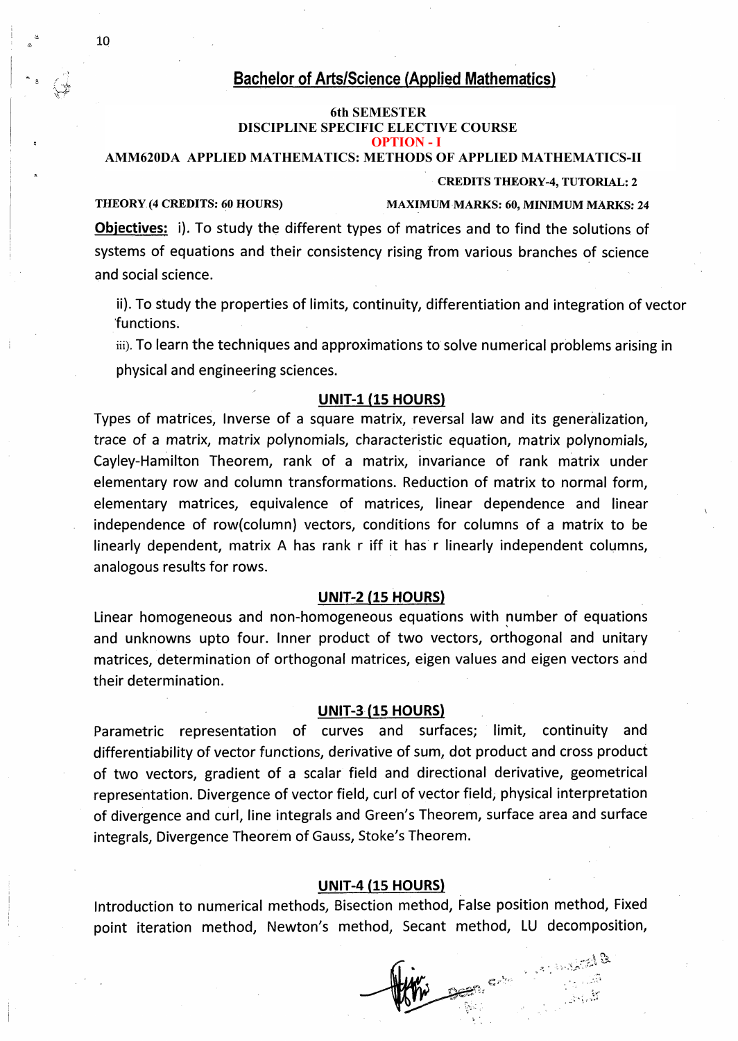# Bachelor of Arts/Science (Applied Mathematics)

**6th SEMESTER**
**DISCIPLINE SPECIFIC ELECTIVE COURSE**
**OPTION - I**
**AMM620DA APPLIED MATHEMATICS: METHODS OF APPLIED MATHEMATICS-II**

**CREDITS THEORY-4, TUTORIAL: 2**

**THEORY (4 CREDITS: 60 HOURS)** **MAXIMUM MARKS: 60, MINIMUM MARKS: 24**

**Objectives:** i). To study the different types of matrices and to find the solutions of systems of equations and their consistency rising from various branches of science and social science.

ii). To study the properties of limits, continuity, differentiation and integration of vector functions.

iii). To learn the techniques and approximations to solve numerical problems arising in physical and engineering sciences.

## UNIT-1 (15 HOURS)

Types of matrices, Inverse of a square matrix, reversal law and its generalization, trace of a matrix, matrix polynomials, characteristic equation, matrix polynomials, Cayley-Hamilton Theorem, rank of a matrix, invariance of rank matrix under elementary row and column transformations. Reduction of matrix to normal form, elementary matrices, equivalence of matrices, linear dependence and linear independence of row(column) vectors, conditions for columns of a matrix to be linearly dependent, matrix A has rank r iff it has r linearly independent columns, analogous results for rows.

## UNIT-2 (15 HOURS)

Linear homogeneous and non-homogeneous equations with number of equations and unknowns upto four. Inner product of two vectors, orthogonal and unitary matrices, determination of orthogonal matrices, eigen values and eigen vectors and their determination.

## UNIT-3 (15 HOURS)

Parametric representation of curves and surfaces; limit, continuity and differentiability of vector functions, derivative of sum, dot product and cross product of two vectors, gradient of a scalar field and directional derivative, geometrical representation. Divergence of vector field, curl of vector field, physical interpretation of divergence and curl, line integrals and Green's Theorem, surface area and surface integrals, Divergence Theorem of Gauss, Stoke's Theorem.

## UNIT-4 (15 HOURS)

Introduction to numerical methods, Bisection method, False position method, Fixed point iteration method, Newton's method, Secant method, LU decomposition,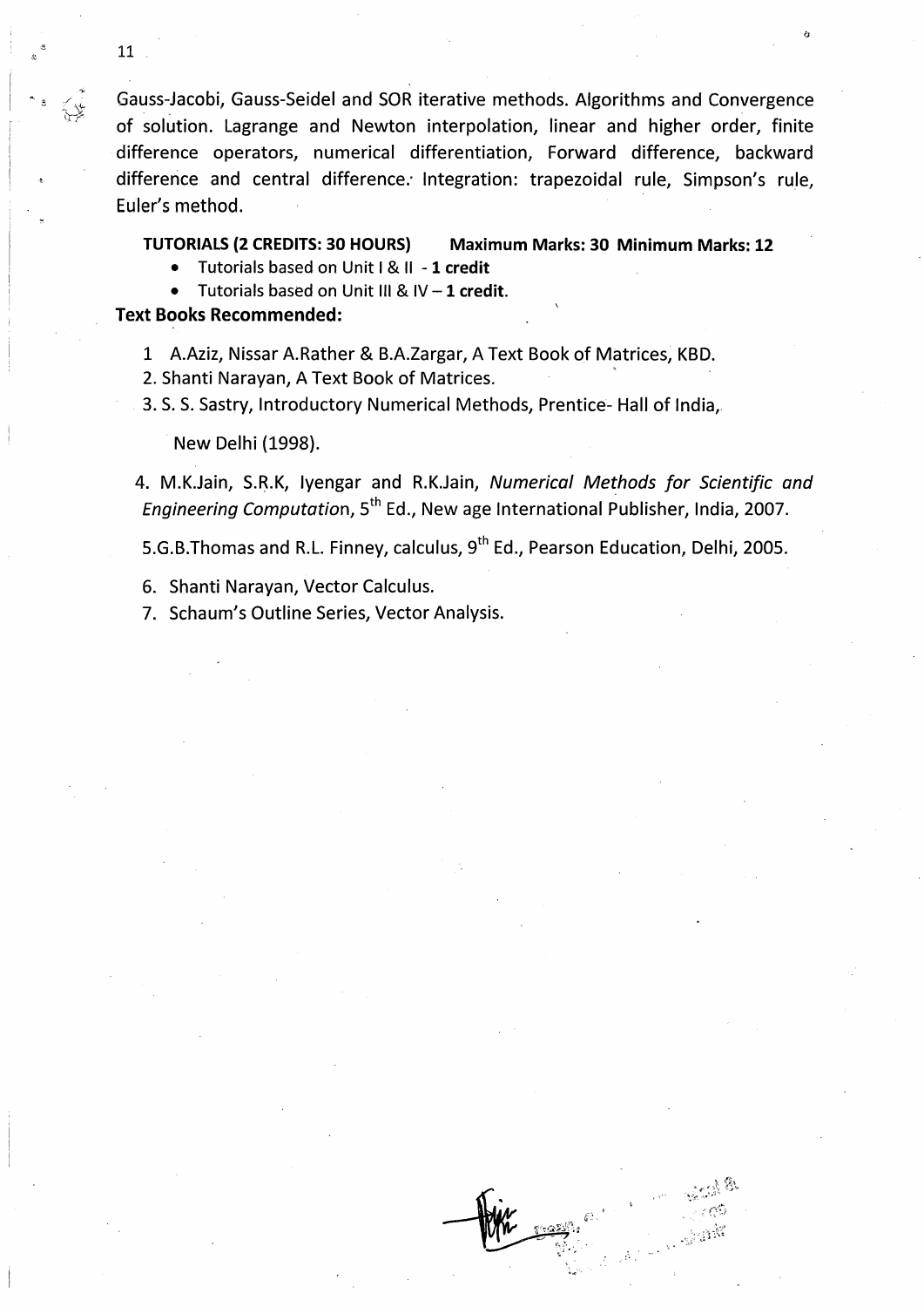Gauss-Jacobi, Gauss-Seidel and SOR iterative methods. Algorithms and Convergence of solution. Lagrange and Newton interpolation, linear and higher order, finite difference operators, numerical differentiation, Forward difference, backward difference and central difference. Integration: trapezoidal rule, Simpson's rule, Euler's method.

**TUTORIALS (2 CREDITS: 30 HOURS) Maximum Marks: 30 Minimum Marks: 12**

- Tutorials based on Unit I & II - **1 credit**
- Tutorials based on Unit III & IV – **1 credit**.

**Text Books Recommended:**

1. A.Aziz, Nissar A.Rather & B.A.Zargar, A Text Book of Matrices, KBD.
2. Shanti Narayan, A Text Book of Matrices.
3. S. S. Sastry, Introductory Numerical Methods, Prentice- Hall of India, New Delhi (1998).
4. M.K.Jain, S.R.K, Iyengar and R.K.Jain, *Numerical Methods for Scientific and Engineering Computation*, 5th Ed., New age International Publisher, India, 2007.
5. G.B.Thomas and R.L. Finney, calculus, 9th Ed., Pearson Education, Delhi, 2005.
6. Shanti Narayan, Vector Calculus.
7. Schaum's Outline Series, Vector Analysis.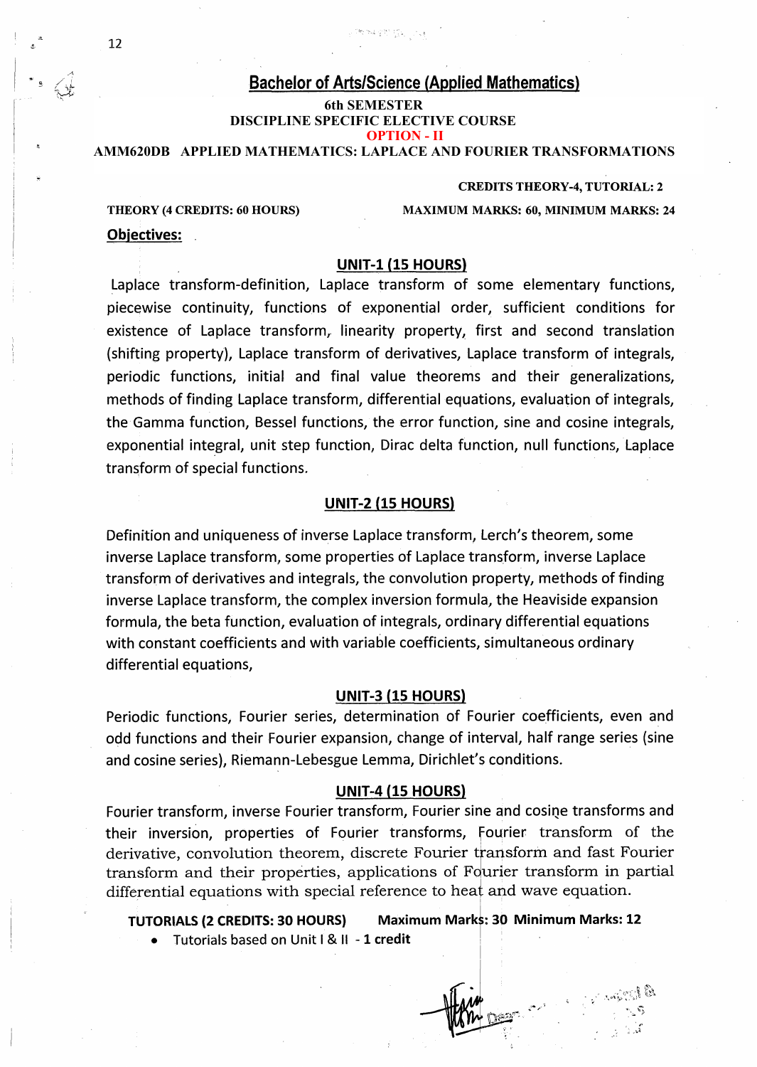# Bachelor of Arts/Science (Applied Mathematics)

**6th SEMESTER**
**DISCIPLINE SPECIFIC ELECTIVE COURSE**
**OPTION - II**
**AMM620DB APPLIED MATHEMATICS: LAPLACE AND FOURIER TRANSFORMATIONS**

**CREDITS THEORY-4, TUTORIAL: 2**

**THEORY (4 CREDITS: 60 HOURS)** **MAXIMUM MARKS: 60, MINIMUM MARKS: 24**

**Objectives:**

## UNIT-1 (15 HOURS)

Laplace transform-definition, Laplace transform of some elementary functions, piecewise continuity, functions of exponential order, sufficient conditions for existence of Laplace transform, linearity property, first and second translation (shifting property), Laplace transform of derivatives, Laplace transform of integrals, periodic functions, initial and final value theorems and their generalizations, methods of finding Laplace transform, differential equations, evaluation of integrals, the Gamma function, Bessel functions, the error function, sine and cosine integrals, exponential integral, unit step function, Dirac delta function, null functions, Laplace transform of special functions.

## UNIT-2 (15 HOURS)

Definition and uniqueness of inverse Laplace transform, Lerch's theorem, some inverse Laplace transform, some properties of Laplace transform, inverse Laplace transform of derivatives and integrals, the convolution property, methods of finding inverse Laplace transform, the complex inversion formula, the Heaviside expansion formula, the beta function, evaluation of integrals, ordinary differential equations with constant coefficients and with variable coefficients, simultaneous ordinary differential equations,

## UNIT-3 (15 HOURS)

Periodic functions, Fourier series, determination of Fourier coefficients, even and odd functions and their Fourier expansion, change of interval, half range series (sine and cosine series), Riemann-Lebesgue Lemma, Dirichlet's conditions.

## UNIT-4 (15 HOURS)

Fourier transform, inverse Fourier transform, Fourier sine and cosine transforms and their inversion, properties of Fourier transforms, Fourier transform of the derivative, convolution theorem, discrete Fourier transform and fast Fourier transform and their properties, applications of Fourier transform in partial differential equations with special reference to heat and wave equation.

**TUTORIALS (2 CREDITS: 30 HOURS)** **Maximum Marks: 30 Minimum Marks: 12**

- Tutorials based on Unit I & II - **1 credit**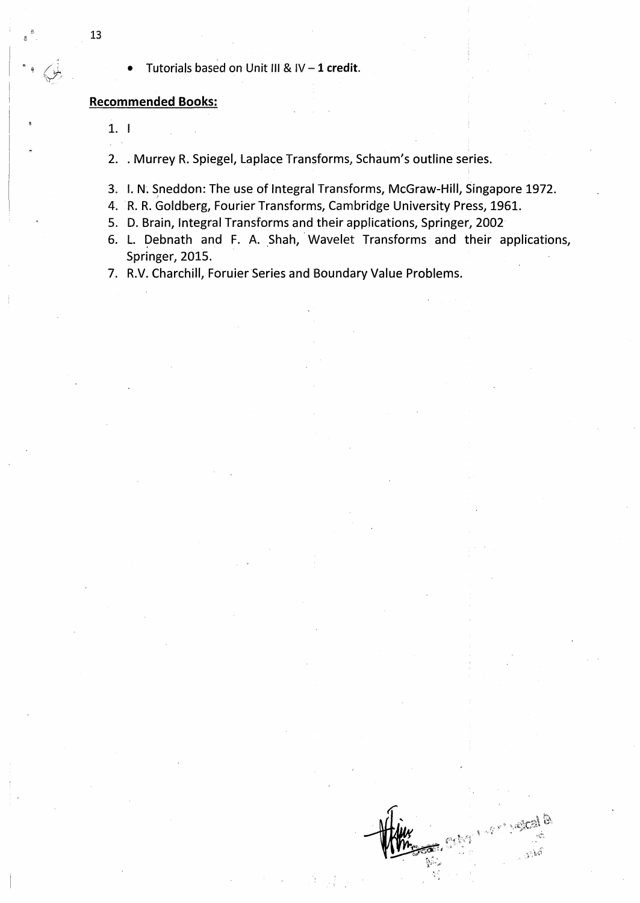- Tutorials based on Unit III & IV – **1 credit**.

**Recommended Books:**

1. I
2. . Murrey R. Spiegel, Laplace Transforms, Schaum's outline series.
3. I. N. Sneddon: The use of Integral Transforms, McGraw-Hill, Singapore 1972.
4. R. R. Goldberg, Fourier Transforms, Cambridge University Press, 1961.
5. D. Brain, Integral Transforms and their applications, Springer, 2002
6. L. Debnath and F. A. Shah, Wavelet Transforms and their applications, Springer, 2015.
7. R.V. Charchill, Foruier Series and Boundary Value Problems.